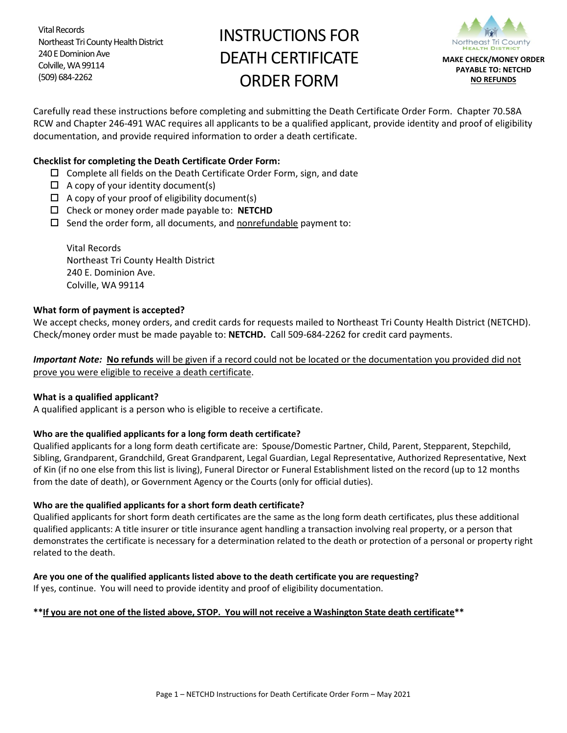Vital Records
Northeast Tri County Health District
240 E Dominion Ave
Colville, WA 99114
(509) 684-2262

# INSTRUCTIONS FOR DEATH CERTIFICATE ORDER FORM

**MAKE CHECK/MONEY ORDER PAYABLE TO: NETCHD**
**NO REFUNDS**

Carefully read these instructions before completing and submitting the Death Certificate Order Form. Chapter 70.58A RCW and Chapter 246-491 WAC requires all applicants to be a qualified applicant, provide identity and proof of eligibility documentation, and provide required information to order a death certificate.

**Checklist for completing the Death Certificate Order Form:**

- ☐ Complete all fields on the Death Certificate Order Form, sign, and date
- ☐ A copy of your identity document(s)
- ☐ A copy of your proof of eligibility document(s)
- ☐ Check or money order made payable to: **NETCHD**
- ☐ Send the order form, all documents, and <u>nonrefundable</u> payment to:

  Vital Records
  Northeast Tri County Health District
  240 E. Dominion Ave.
  Colville, WA 99114

**What form of payment is accepted?**

We accept checks, money orders, and credit cards for requests mailed to Northeast Tri County Health District (NETCHD). Check/money order must be made payable to: **NETCHD.** Call 509-684-2262 for credit card payments.

***Important Note:*** <u>**No refunds** will be given if a record could not be located or the documentation you provided did not prove you were eligible to receive a death certificate</u>.

**What is a qualified applicant?**

A qualified applicant is a person who is eligible to receive a certificate.

**Who are the qualified applicants for a long form death certificate?**

Qualified applicants for a long form death certificate are: Spouse/Domestic Partner, Child, Parent, Stepparent, Stepchild, Sibling, Grandparent, Grandchild, Great Grandparent, Legal Guardian, Legal Representative, Authorized Representative, Next of Kin (if no one else from this list is living), Funeral Director or Funeral Establishment listed on the record (up to 12 months from the date of death), or Government Agency or the Courts (only for official duties).

**Who are the qualified applicants for a short form death certificate?**

Qualified applicants for short form death certificates are the same as the long form death certificates, plus these additional qualified applicants: A title insurer or title insurance agent handling a transaction involving real property, or a person that demonstrates the certificate is necessary for a determination related to the death or protection of a personal or property right related to the death.

**Are you one of the qualified applicants listed above to the death certificate you are requesting?**

If yes, continue. You will need to provide identity and proof of eligibility documentation.

****<u>If you are not one of the listed above, STOP. You will not receive a Washington State death certificate</u>****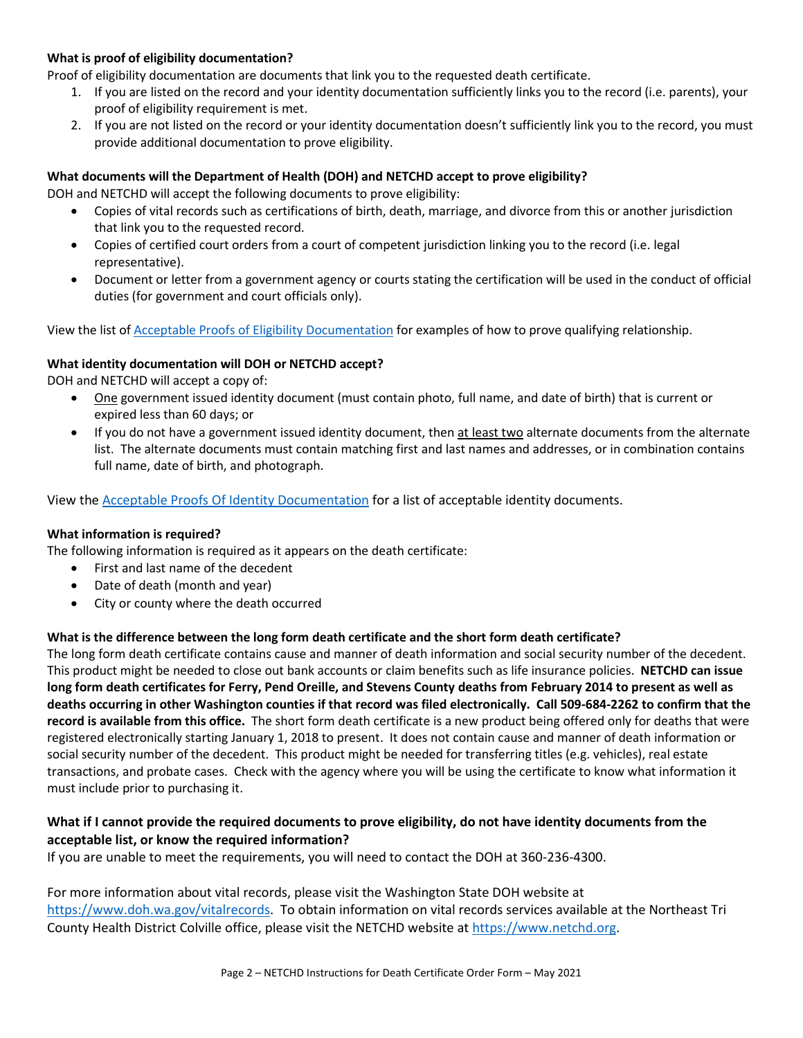**What is proof of eligibility documentation?**

Proof of eligibility documentation are documents that link you to the requested death certificate.

1. If you are listed on the record and your identity documentation sufficiently links you to the record (i.e. parents), your proof of eligibility requirement is met.
2. If you are not listed on the record or your identity documentation doesn't sufficiently link you to the record, you must provide additional documentation to prove eligibility.

**What documents will the Department of Health (DOH) and NETCHD accept to prove eligibility?**

DOH and NETCHD will accept the following documents to prove eligibility:

- Copies of vital records such as certifications of birth, death, marriage, and divorce from this or another jurisdiction that link you to the requested record.
- Copies of certified court orders from a court of competent jurisdiction linking you to the record (i.e. legal representative).
- Document or letter from a government agency or courts stating the certification will be used in the conduct of official duties (for government and court officials only).

View the list of [Acceptable Proofs of Eligibility Documentation] for examples of how to prove qualifying relationship.

**What identity documentation will DOH or NETCHD accept?**

DOH and NETCHD will accept a copy of:

- One government issued identity document (must contain photo, full name, and date of birth) that is current or expired less than 60 days; or
- If you do not have a government issued identity document, then at least two alternate documents from the alternate list. The alternate documents must contain matching first and last names and addresses, or in combination contains full name, date of birth, and photograph.

View the [Acceptable Proofs Of Identity Documentation] for a list of acceptable identity documents.

**What information is required?**

The following information is required as it appears on the death certificate:

- First and last name of the decedent
- Date of death (month and year)
- City or county where the death occurred

**What is the difference between the long form death certificate and the short form death certificate?**

The long form death certificate contains cause and manner of death information and social security number of the decedent. This product might be needed to close out bank accounts or claim benefits such as life insurance policies. **NETCHD can issue long form death certificates for Ferry, Pend Oreille, and Stevens County deaths from February 2014 to present as well as deaths occurring in other Washington counties if that record was filed electronically. Call 509-684-2262 to confirm that the record is available from this office.** The short form death certificate is a new product being offered only for deaths that were registered electronically starting January 1, 2018 to present. It does not contain cause and manner of death information or social security number of the decedent. This product might be needed for transferring titles (e.g. vehicles), real estate transactions, and probate cases. Check with the agency where you will be using the certificate to know what information it must include prior to purchasing it.

**What if I cannot provide the required documents to prove eligibility, do not have identity documents from the acceptable list, or know the required information?**

If you are unable to meet the requirements, you will need to contact the DOH at 360-236-4300.

For more information about vital records, please visit the Washington State DOH website at https://www.doh.wa.gov/vitalrecords. To obtain information on vital records services available at the Northeast Tri County Health District Colville office, please visit the NETCHD website at https://www.netchd.org.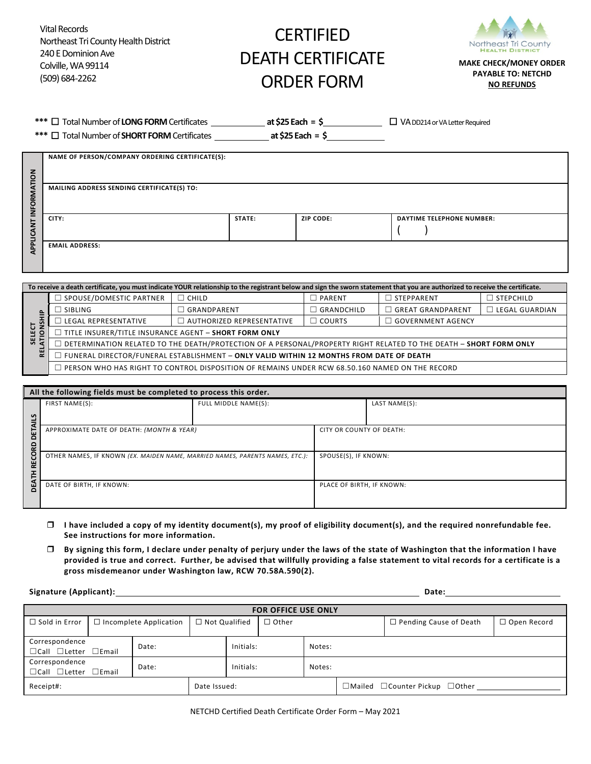Vital Records
Northeast Tri County Health District
240 E Dominion Ave
Colville, WA 99114
(509) 684-2262

# CERTIFIED DEATH CERTIFICATE ORDER FORM

Northeast Tri County Health District

**MAKE CHECK/MONEY ORDER PAYABLE TO: NETCHD**
**NO REFUNDS**

*** ☐ Total Number of **LONG FORM** Certificates ____________ **at $25 Each = $**____________ ☐ VA DD214 or VA Letter Required

*** ☐ Total Number of **SHORT FORM** Certificates ____________ **at $25 Each = $**____________

| APPLICANT INFORMATION | | | |
|---|---|---|---|
| **NAME OF PERSON/COMPANY ORDERING CERTIFICATE(S):** | | | |
| **MAILING ADDRESS SENDING CERTIFICATE(S) TO:** | | | |
| **CITY:** | **STATE:** | **ZIP CODE:** | **DAYTIME TELEPHONE NUMBER:** ( ) |
| **EMAIL ADDRESS:** | | | |

**To receive a death certificate, you must indicate YOUR relationship to the registrant below and sign the sworn statement that you are authorized to receive the certificate.**

| SELECT RELATIONSHIP | | | | |
|---|---|---|---|---|
| ☐ SPOUSE/DOMESTIC PARTNER | ☐ CHILD | ☐ PARENT | ☐ STEPPARENT | ☐ STEPCHILD |
| ☐ SIBLING | ☐ GRANDPARENT | ☐ GRANDCHILD | ☐ GREAT GRANDPARENT | ☐ LEGAL GUARDIAN |
| ☐ LEGAL REPRESENTATIVE | ☐ AUTHORIZED REPRESENTATIVE | ☐ COURTS | ☐ GOVERNMENT AGENCY | |
| ☐ TITLE INSURER/TITLE INSURANCE AGENT – **SHORT FORM ONLY** | | | | |
| ☐ DETERMINATION RELATED TO THE DEATH/PROTECTION OF A PERSONAL/PROPERTY RIGHT RELATED TO THE DEATH – **SHORT FORM ONLY** | | | | |
| ☐ FUNERAL DIRECTOR/FUNERAL ESTABLISHMENT – **ONLY VALID WITHIN 12 MONTHS FROM DATE OF DEATH** | | | | |
| ☐ PERSON WHO HAS RIGHT TO CONTROL DISPOSITION OF REMAINS UNDER RCW 68.50.160 NAMED ON THE RECORD | | | | |

**All the following fields must be completed to process this order.**

| DEATH RECORD DETAILS | | |
|---|---|---|
| FIRST NAME(S): | FULL MIDDLE NAME(S): | LAST NAME(S): |
| APPROXIMATE DATE OF DEATH: *(MONTH & YEAR)* | CITY OR COUNTY OF DEATH: | |
| OTHER NAMES, IF KNOWN *(EX. MAIDEN NAME, MARRIED NAMES, PARENTS NAMES, ETC.)*: | SPOUSE(S), IF KNOWN: | |
| DATE OF BIRTH, IF KNOWN: | PLACE OF BIRTH, IF KNOWN: | |

❒ **I have included a copy of my identity document(s), my proof of eligibility document(s), and the required nonrefundable fee. See instructions for more information.**

❒ **By signing this form, I declare under penalty of perjury under the laws of the state of Washington that the information I have provided is true and correct. Further, be advised that willfully providing a false statement to vital records for a certificate is a gross misdemeanor under Washington law, RCW 70.58A.590(2).**

**Signature (Applicant):**______________________________ **Date:**____________

| FOR OFFICE USE ONLY | | | | | |
|---|---|---|---|---|---|
| ☐ Sold in Error | ☐ Incomplete Application | ☐ Not Qualified | ☐ Other | ☐ Pending Cause of Death | ☐ Open Record |
| Correspondence ☐Call ☐Letter ☐Email | Date: | Initials: | Notes: | | |
| Correspondence ☐Call ☐Letter ☐Email | Date: | Initials: | Notes: | | |
| Receipt#: | Date Issued: | ☐Mailed ☐Counter Pickup ☐Other ____________ | | | |

NETCHD Certified Death Certificate Order Form – May 2021